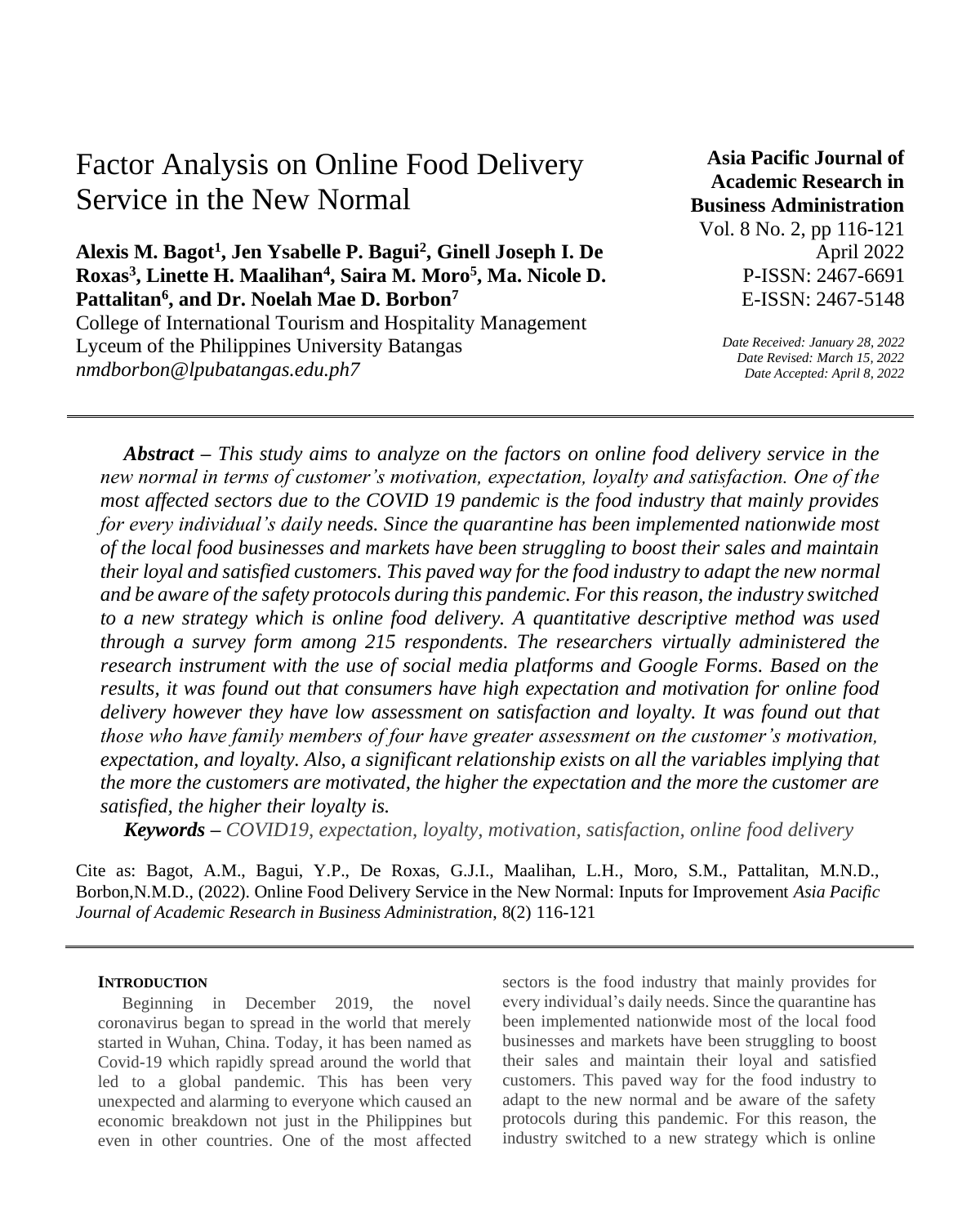# Factor Analysis on Online Food Delivery Service in the New Normal

**Alexis M. Bagot[1], Jen Ysabelle P. Bagui[2], Ginell Joseph I. De Roxas[3], Linette H. Maalihan[4], Saira M. Moro[5], Ma. Nicole D. Pattalitan[6], and Dr. Noelah Mae D. Borbon[7]**
College of International Tourism and Hospitality Management
Lyceum of the Philippines University Batangas
*nmdborbon@lpubatangas.edu.ph7*

**Asia Pacific Journal of Academic Research in Business Administration**
Vol. 8 No. 2, pp 116-121
April 2022
P-ISSN: 2467-6691
E-ISSN: 2467-5148

*Date Received: January 28, 2022*
*Date Revised: March 15, 2022*
*Date Accepted: April 8, 2022*

***Abstract** – This study aims to analyze on the factors on online food delivery service in the new normal in terms of customer's motivation, expectation, loyalty and satisfaction. One of the most affected sectors due to the COVID 19 pandemic is the food industry that mainly provides for every individual's daily needs. Since the quarantine has been implemented nationwide most of the local food businesses and markets have been struggling to boost their sales and maintain their loyal and satisfied customers. This paved way for the food industry to adapt the new normal and be aware of the safety protocols during this pandemic. For this reason, the industry switched to a new strategy which is online food delivery. A quantitative descriptive method was used through a survey form among 215 respondents. The researchers virtually administered the research instrument with the use of social media platforms and Google Forms. Based on the results, it was found out that consumers have high expectation and motivation for online food delivery however they have low assessment on satisfaction and loyalty. It was found out that those who have family members of four have greater assessment on the customer's motivation, expectation, and loyalty. Also, a significant relationship exists on all the variables implying that the more the customers are motivated, the higher the expectation and the more the customer are satisfied, the higher their loyalty is.*

***Keywords** – COVID19, expectation, loyalty, motivation, satisfaction, online food delivery*

Cite as: Bagot, A.M., Bagui, Y.P., De Roxas, G.J.I., Maalihan, L.H., Moro, S.M., Pattalitan, M.N.D., Borbon,N.M.D., (2022). Online Food Delivery Service in the New Normal: Inputs for Improvement *Asia Pacific Journal of Academic Research in Business Administration*, 8(2) 116-121

## INTRODUCTION

Beginning in December 2019, the novel coronavirus began to spread in the world that merely started in Wuhan, China. Today, it has been named as Covid-19 which rapidly spread around the world that led to a global pandemic. This has been very unexpected and alarming to everyone which caused an economic breakdown not just in the Philippines but even in other countries. One of the most affected sectors is the food industry that mainly provides for every individual's daily needs. Since the quarantine has been implemented nationwide most of the local food businesses and markets have been struggling to boost their sales and maintain their loyal and satisfied customers. This paved way for the food industry to adapt to the new normal and be aware of the safety protocols during this pandemic. For this reason, the industry switched to a new strategy which is online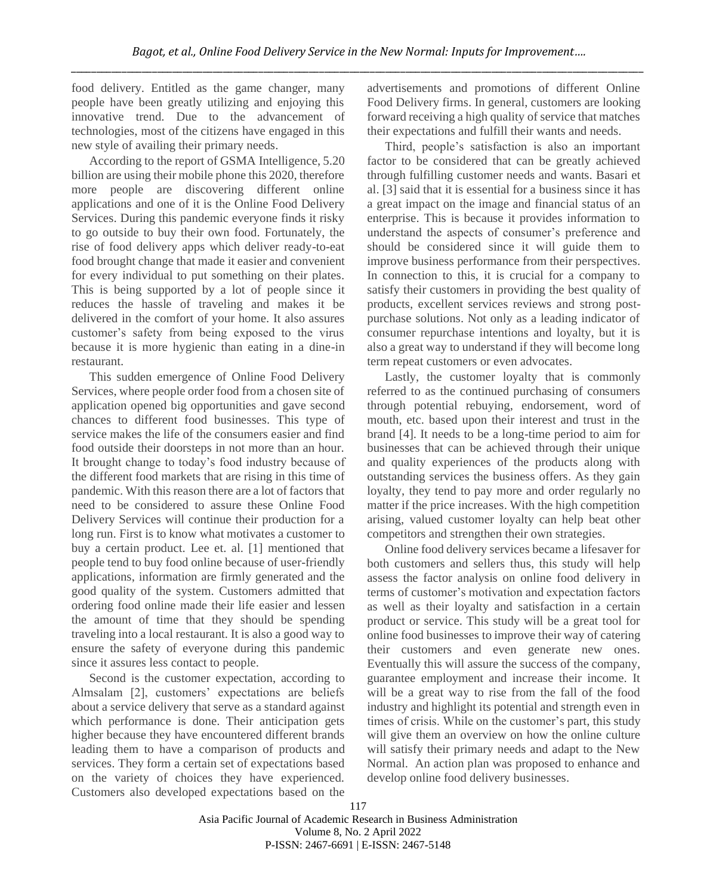food delivery. Entitled as the game changer, many people have been greatly utilizing and enjoying this innovative trend. Due to the advancement of technologies, most of the citizens have engaged in this new style of availing their primary needs.

According to the report of GSMA Intelligence, 5.20 billion are using their mobile phone this 2020, therefore more people are discovering different online applications and one of it is the Online Food Delivery Services. During this pandemic everyone finds it risky to go outside to buy their own food. Fortunately, the rise of food delivery apps which deliver ready-to-eat food brought change that made it easier and convenient for every individual to put something on their plates. This is being supported by a lot of people since it reduces the hassle of traveling and makes it be delivered in the comfort of your home. It also assures customer's safety from being exposed to the virus because it is more hygienic than eating in a dine-in restaurant.

This sudden emergence of Online Food Delivery Services, where people order food from a chosen site of application opened big opportunities and gave second chances to different food businesses. This type of service makes the life of the consumers easier and find food outside their doorsteps in not more than an hour. It brought change to today's food industry because of the different food markets that are rising in this time of pandemic. With this reason there are a lot of factors that need to be considered to assure these Online Food Delivery Services will continue their production for a long run. First is to know what motivates a customer to buy a certain product. Lee et. al. [1] mentioned that people tend to buy food online because of user-friendly applications, information are firmly generated and the good quality of the system. Customers admitted that ordering food online made their life easier and lessen the amount of time that they should be spending traveling into a local restaurant. It is also a good way to ensure the safety of everyone during this pandemic since it assures less contact to people.

Second is the customer expectation, according to Almsalam [2], customers' expectations are beliefs about a service delivery that serve as a standard against which performance is done. Their anticipation gets higher because they have encountered different brands leading them to have a comparison of products and services. They form a certain set of expectations based on the variety of choices they have experienced. Customers also developed expectations based on the advertisements and promotions of different Online Food Delivery firms. In general, customers are looking forward receiving a high quality of service that matches their expectations and fulfill their wants and needs.

Third, people's satisfaction is also an important factor to be considered that can be greatly achieved through fulfilling customer needs and wants. Basari et al. [3] said that it is essential for a business since it has a great impact on the image and financial status of an enterprise. This is because it provides information to understand the aspects of consumer's preference and should be considered since it will guide them to improve business performance from their perspectives. In connection to this, it is crucial for a company to satisfy their customers in providing the best quality of products, excellent services reviews and strong post-purchase solutions. Not only as a leading indicator of consumer repurchase intentions and loyalty, but it is also a great way to understand if they will become long term repeat customers or even advocates.

Lastly, the customer loyalty that is commonly referred to as the continued purchasing of consumers through potential rebuying, endorsement, word of mouth, etc. based upon their interest and trust in the brand [4]. It needs to be a long-time period to aim for businesses that can be achieved through their unique and quality experiences of the products along with outstanding services the business offers. As they gain loyalty, they tend to pay more and order regularly no matter if the price increases. With the high competition arising, valued customer loyalty can help beat other competitors and strengthen their own strategies.

Online food delivery services became a lifesaver for both customers and sellers thus, this study will help assess the factor analysis on online food delivery in terms of customer's motivation and expectation factors as well as their loyalty and satisfaction in a certain product or service. This study will be a great tool for online food businesses to improve their way of catering their customers and even generate new ones. Eventually this will assure the success of the company, guarantee employment and increase their income. It will be a great way to rise from the fall of the food industry and highlight its potential and strength even in times of crisis. While on the customer's part, this study will give them an overview on how the online culture will satisfy their primary needs and adapt to the New Normal. An action plan was proposed to enhance and develop online food delivery businesses.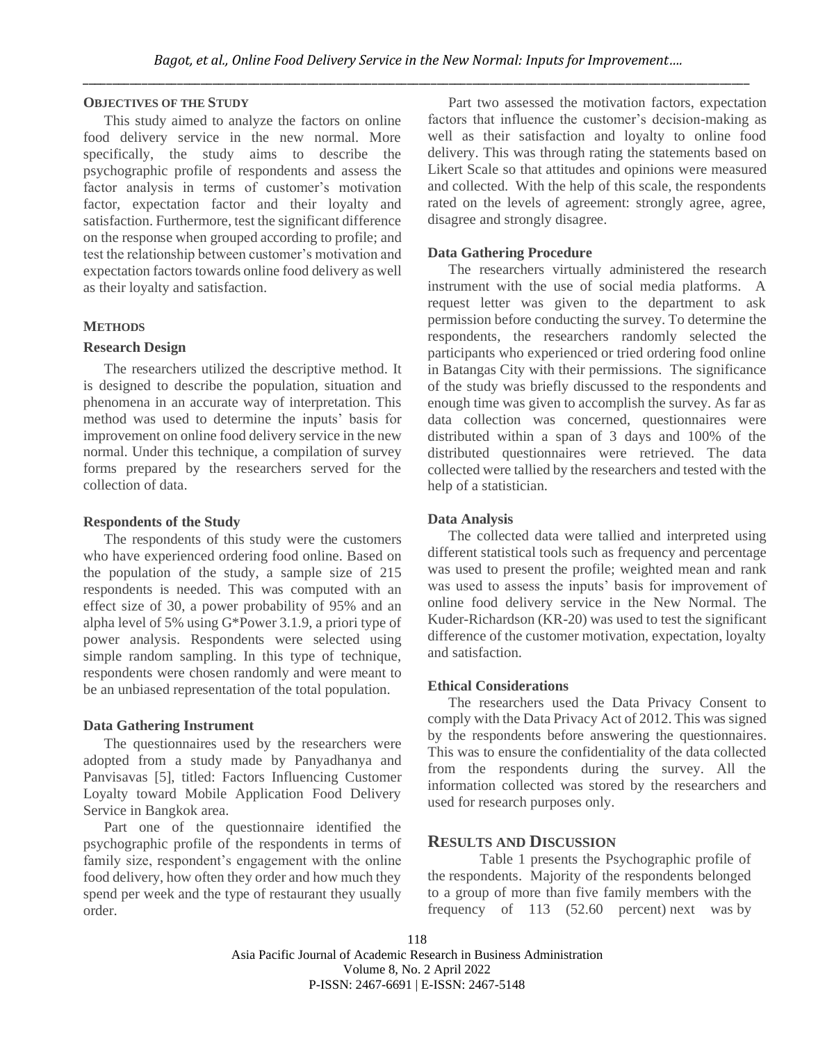## OBJECTIVES OF THE STUDY

This study aimed to analyze the factors on online food delivery service in the new normal. More specifically, the study aims to describe the psychographic profile of respondents and assess the factor analysis in terms of customer's motivation factor, expectation factor and their loyalty and satisfaction. Furthermore, test the significant difference on the response when grouped according to profile; and test the relationship between customer's motivation and expectation factors towards online food delivery as well as their loyalty and satisfaction.

## METHODS

### Research Design

The researchers utilized the descriptive method. It is designed to describe the population, situation and phenomena in an accurate way of interpretation. This method was used to determine the inputs' basis for improvement on online food delivery service in the new normal. Under this technique, a compilation of survey forms prepared by the researchers served for the collection of data.

### Respondents of the Study

The respondents of this study were the customers who have experienced ordering food online. Based on the population of the study, a sample size of 215 respondents is needed. This was computed with an effect size of 30, a power probability of 95% and an alpha level of 5% using G*Power 3.1.9, a priori type of power analysis. Respondents were selected using simple random sampling. In this type of technique, respondents were chosen randomly and were meant to be an unbiased representation of the total population.

### Data Gathering Instrument

The questionnaires used by the researchers were adopted from a study made by Panyadhanya and Panvisavas [5], titled: Factors Influencing Customer Loyalty toward Mobile Application Food Delivery Service in Bangkok area.

Part one of the questionnaire identified the psychographic profile of the respondents in terms of family size, respondent's engagement with the online food delivery, how often they order and how much they spend per week and the type of restaurant they usually order.

Part two assessed the motivation factors, expectation factors that influence the customer's decision-making as well as their satisfaction and loyalty to online food delivery. This was through rating the statements based on Likert Scale so that attitudes and opinions were measured and collected. With the help of this scale, the respondents rated on the levels of agreement: strongly agree, agree, disagree and strongly disagree.

### Data Gathering Procedure

The researchers virtually administered the research instrument with the use of social media platforms. A request letter was given to the department to ask permission before conducting the survey. To determine the respondents, the researchers randomly selected the participants who experienced or tried ordering food online in Batangas City with their permissions. The significance of the study was briefly discussed to the respondents and enough time was given to accomplish the survey. As far as data collection was concerned, questionnaires were distributed within a span of 3 days and 100% of the distributed questionnaires were retrieved. The data collected were tallied by the researchers and tested with the help of a statistician.

### Data Analysis

The collected data were tallied and interpreted using different statistical tools such as frequency and percentage was used to present the profile; weighted mean and rank was used to assess the inputs' basis for improvement of online food delivery service in the New Normal. The Kuder-Richardson (KR-20) was used to test the significant difference of the customer motivation, expectation, loyalty and satisfaction.

### Ethical Considerations

The researchers used the Data Privacy Consent to comply with the Data Privacy Act of 2012. This was signed by the respondents before answering the questionnaires. This was to ensure the confidentiality of the data collected from the respondents during the survey. All the information collected was stored by the researchers and used for research purposes only.

## RESULTS AND DISCUSSION

Table 1 presents the Psychographic profile of the respondents. Majority of the respondents belonged to a group of more than five family members with the frequency of 113 (52.60 percent) next was by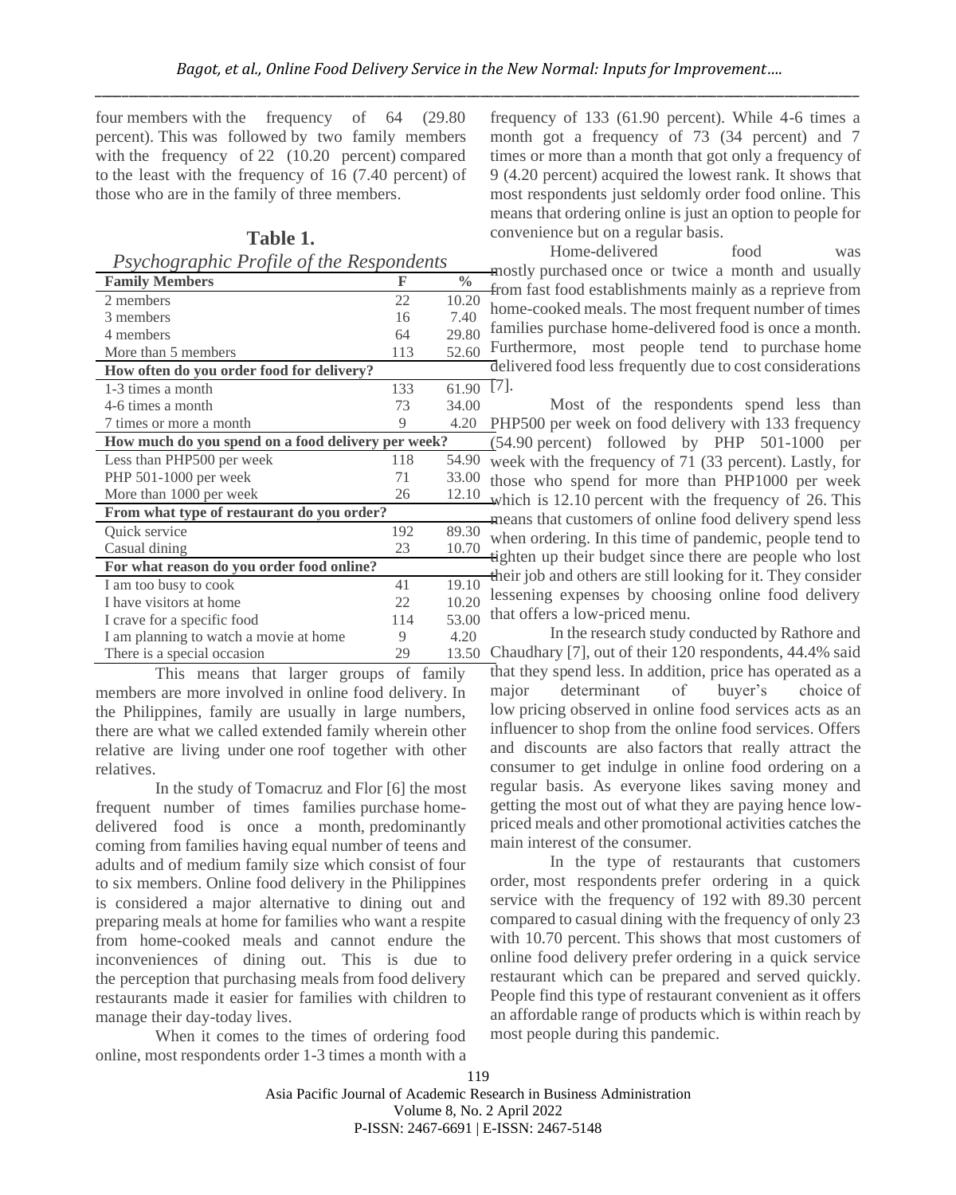four members with the frequency of 64 (29.80 percent). This was followed by two family members with the frequency of 22 (10.20 percent) compared to the least with the frequency of 16 (7.40 percent) of those who are in the family of three members.

**Table 1.**

*Psychographic Profile of the Respondents*

| Family Members | F | % |
|---|---|---|
| 2 members | 22 | 10.20 |
| 3 members | 16 | 7.40 |
| 4 members | 64 | 29.80 |
| More than 5 members | 113 | 52.60 |
| **How often do you order food for delivery?** | | |
| 1-3 times a month | 133 | 61.90 |
| 4-6 times a month | 73 | 34.00 |
| 7 times or more a month | 9 | 4.20 |
| **How much do you spend on a food delivery per week?** | | |
| Less than PHP500 per week | 118 | 54.90 |
| PHP 501-1000 per week | 71 | 33.00 |
| More than 1000 per week | 26 | 12.10 |
| **From what type of restaurant do you order?** | | |
| Quick service | 192 | 89.30 |
| Casual dining | 23 | 10.70 |
| **For what reason do you order food online?** | | |
| I am too busy to cook | 41 | 19.10 |
| I have visitors at home | 22 | 10.20 |
| I crave for a specific food | 114 | 53.00 |
| I am planning to watch a movie at home | 9 | 4.20 |
| There is a special occasion | 29 | 13.50 |

This means that larger groups of family members are more involved in online food delivery. In the Philippines, family are usually in large numbers, there are what we called extended family wherein other relative are living under one roof together with other relatives.

In the study of Tomacruz and Flor [6] the most frequent number of times families purchase home-delivered food is once a month, predominantly coming from families having equal number of teens and adults and of medium family size which consist of four to six members. Online food delivery in the Philippines is considered a major alternative to dining out and preparing meals at home for families who want a respite from home-cooked meals and cannot endure the inconveniences of dining out. This is due to the perception that purchasing meals from food delivery restaurants made it easier for families with children to manage their day-today lives.

When it comes to the times of ordering food online, most respondents order 1-3 times a month with a frequency of 133 (61.90 percent). While 4-6 times a month got a frequency of 73 (34 percent) and 7 times or more than a month that got only a frequency of 9 (4.20 percent) acquired the lowest rank. It shows that most respondents just seldomly order food online. This means that ordering online is just an option to people for convenience but on a regular basis.

Home-delivered food was mostly purchased once or twice a month and usually from fast food establishments mainly as a reprieve from home-cooked meals. The most frequent number of times families purchase home-delivered food is once a month. Furthermore, most people tend to purchase home delivered food less frequently due to cost considerations [7].

Most of the respondents spend less than PHP500 per week on food delivery with 133 frequency (54.90 percent) followed by PHP 501-1000 per week with the frequency of 71 (33 percent). Lastly, for those who spend for more than PHP1000 per week which is 12.10 percent with the frequency of 26. This means that customers of online food delivery spend less when ordering. In this time of pandemic, people tend to tighten up their budget since there are people who lost their job and others are still looking for it. They consider lessening expenses by choosing online food delivery that offers a low-priced menu.

In the research study conducted by Rathore and Chaudhary [7], out of their 120 respondents, 44.4% said that they spend less. In addition, price has operated as a major determinant of buyer's choice of low pricing observed in online food services acts as an influencer to shop from the online food services. Offers and discounts are also factors that really attract the consumer to get indulge in online food ordering on a regular basis. As everyone likes saving money and getting the most out of what they are paying hence low-priced meals and other promotional activities catches the main interest of the consumer.

In the type of restaurants that customers order, most respondents prefer ordering in a quick service with the frequency of 192 with 89.30 percent compared to casual dining with the frequency of only 23 with 10.70 percent. This shows that most customers of online food delivery prefer ordering in a quick service restaurant which can be prepared and served quickly. People find this type of restaurant convenient as it offers an affordable range of products which is within reach by most people during this pandemic.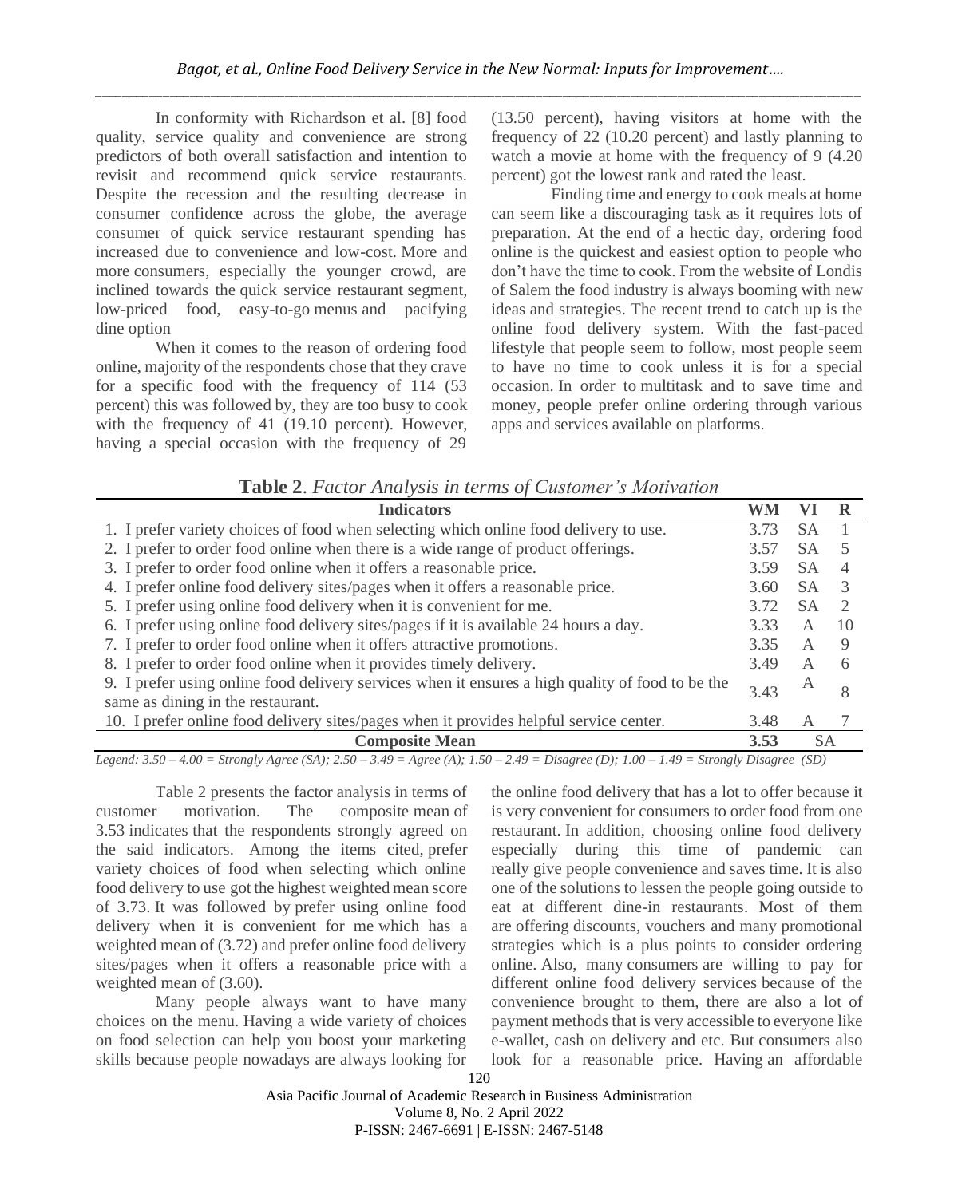In conformity with Richardson et al. [8] food quality, service quality and convenience are strong predictors of both overall satisfaction and intention to revisit and recommend quick service restaurants. Despite the recession and the resulting decrease in consumer confidence across the globe, the average consumer of quick service restaurant spending has increased due to convenience and low-cost. More and more consumers, especially the younger crowd, are inclined towards the quick service restaurant segment, low-priced food, easy-to-go menus and pacifying dine option

When it comes to the reason of ordering food online, majority of the respondents chose that they crave for a specific food with the frequency of 114 (53 percent) this was followed by, they are too busy to cook with the frequency of 41 (19.10 percent). However, having a special occasion with the frequency of 29 (13.50 percent), having visitors at home with the frequency of 22 (10.20 percent) and lastly planning to watch a movie at home with the frequency of 9 (4.20 percent) got the lowest rank and rated the least.

Finding time and energy to cook meals at home can seem like a discouraging task as it requires lots of preparation. At the end of a hectic day, ordering food online is the quickest and easiest option to people who don't have the time to cook. From the website of Londis of Salem the food industry is always booming with new ideas and strategies. The recent trend to catch up is the online food delivery system. With the fast-paced lifestyle that people seem to follow, most people seem to have no time to cook unless it is for a special occasion. In order to multitask and to save time and money, people prefer online ordering through various apps and services available on platforms.

**Table 2**. *Factor Analysis in terms of Customer's Motivation*

| Indicators | WM | VI | R |
|---|---|---|---|
| 1. I prefer variety choices of food when selecting which online food delivery to use. | 3.73 | SA | 1 |
| 2. I prefer to order food online when there is a wide range of product offerings. | 3.57 | SA | 5 |
| 3. I prefer to order food online when it offers a reasonable price. | 3.59 | SA | 4 |
| 4. I prefer online food delivery sites/pages when it offers a reasonable price. | 3.60 | SA | 3 |
| 5. I prefer using online food delivery when it is convenient for me. | 3.72 | SA | 2 |
| 6. I prefer using online food delivery sites/pages if it is available 24 hours a day. | 3.33 | A | 10 |
| 7. I prefer to order food online when it offers attractive promotions. | 3.35 | A | 9 |
| 8. I prefer to order food online when it provides timely delivery. | 3.49 | A | 6 |
| 9. I prefer using online food delivery services when it ensures a high quality of food to be the same as dining in the restaurant. | 3.43 | A | 8 |
| 10. I prefer online food delivery sites/pages when it provides helpful service center. | 3.48 | A | 7 |
| **Composite Mean** | **3.53** | SA | |

*Legend: 3.50 – 4.00 = Strongly Agree (SA); 2.50 – 3.49 = Agree (A); 1.50 – 2.49 = Disagree (D); 1.00 – 1.49 = Strongly Disagree (SD)*

Table 2 presents the factor analysis in terms of customer motivation. The composite mean of 3.53 indicates that the respondents strongly agreed on the said indicators. Among the items cited, prefer variety choices of food when selecting which online food delivery to use got the highest weighted mean score of 3.73. It was followed by prefer using online food delivery when it is convenient for me which has a weighted mean of (3.72) and prefer online food delivery sites/pages when it offers a reasonable price with a weighted mean of (3.60).

Many people always want to have many choices on the menu. Having a wide variety of choices on food selection can help you boost your marketing skills because people nowadays are always looking for the online food delivery that has a lot to offer because it is very convenient for consumers to order food from one restaurant. In addition, choosing online food delivery especially during this time of pandemic can really give people convenience and saves time. It is also one of the solutions to lessen the people going outside to eat at different dine-in restaurants. Most of them are offering discounts, vouchers and many promotional strategies which is a plus points to consider ordering online. Also, many consumers are willing to pay for different online food delivery services because of the convenience brought to them, there are also a lot of payment methods that is very accessible to everyone like e-wallet, cash on delivery and etc. But consumers also look for a reasonable price. Having an affordable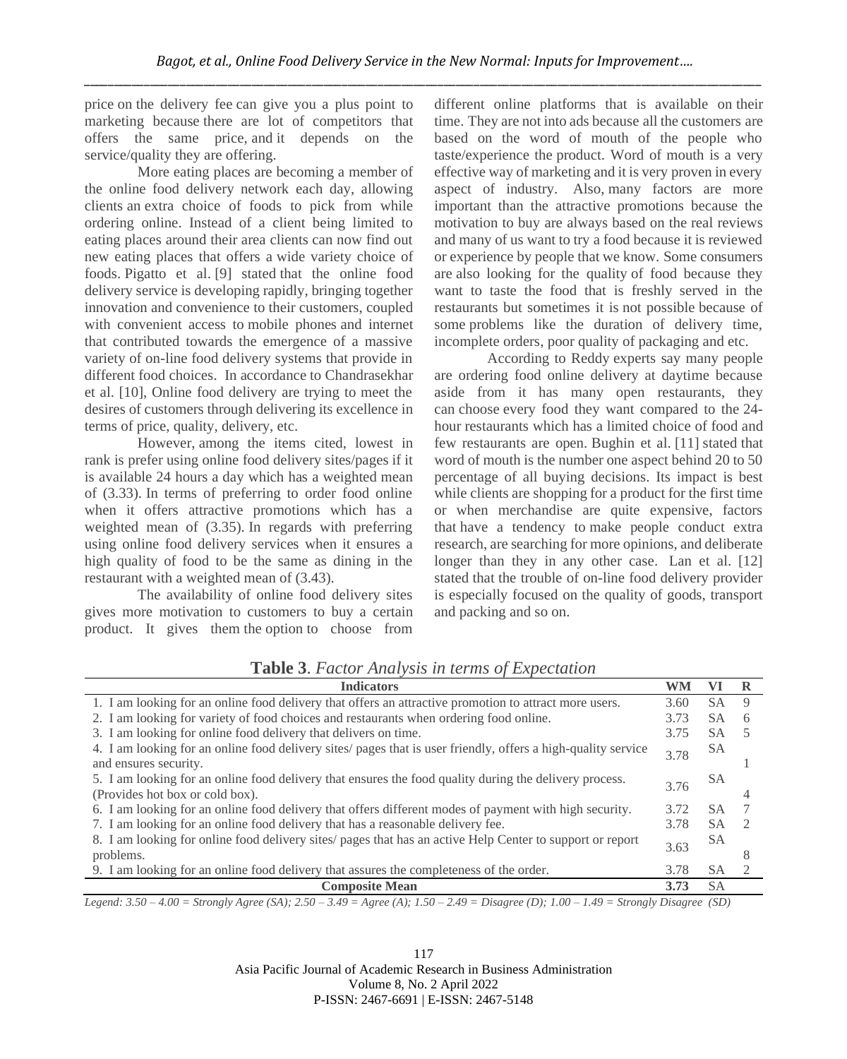price on the delivery fee can give you a plus point to marketing because there are lot of competitors that offers the same price, and it depends on the service/quality they are offering.

More eating places are becoming a member of the online food delivery network each day, allowing clients an extra choice of foods to pick from while ordering online. Instead of a client being limited to eating places around their area clients can now find out new eating places that offers a wide variety choice of foods. Pigatto et al. [9] stated that the online food delivery service is developing rapidly, bringing together innovation and convenience to their customers, coupled with convenient access to mobile phones and internet that contributed towards the emergence of a massive variety of on-line food delivery systems that provide in different food choices. In accordance to Chandrasekhar et al. [10], Online food delivery are trying to meet the desires of customers through delivering its excellence in terms of price, quality, delivery, etc.

However, among the items cited, lowest in rank is prefer using online food delivery sites/pages if it is available 24 hours a day which has a weighted mean of (3.33). In terms of preferring to order food online when it offers attractive promotions which has a weighted mean of (3.35). In regards with preferring using online food delivery services when it ensures a high quality of food to be the same as dining in the restaurant with a weighted mean of (3.43).

The availability of online food delivery sites gives more motivation to customers to buy a certain product. It gives them the option to choose from different online platforms that is available on their time. They are not into ads because all the customers are based on the word of mouth of the people who taste/experience the product. Word of mouth is a very effective way of marketing and it is very proven in every aspect of industry. Also, many factors are more important than the attractive promotions because the motivation to buy are always based on the real reviews and many of us want to try a food because it is reviewed or experience by people that we know. Some consumers are also looking for the quality of food because they want to taste the food that is freshly served in the restaurants but sometimes it is not possible because of some problems like the duration of delivery time, incomplete orders, poor quality of packaging and etc.

According to Reddy experts say many people are ordering food online delivery at daytime because aside from it has many open restaurants, they can choose every food they want compared to the 24-hour restaurants which has a limited choice of food and few restaurants are open. Bughin et al. [11] stated that word of mouth is the number one aspect behind 20 to 50 percentage of all buying decisions. Its impact is best while clients are shopping for a product for the first time or when merchandise are quite expensive, factors that have a tendency to make people conduct extra research, are searching for more opinions, and deliberate longer than they in any other case. Lan et al. [12] stated that the trouble of on-line food delivery provider is especially focused on the quality of goods, transport and packing and so on.

**Table 3**. *Factor Analysis in terms of Expectation*

| Indicators | WM | VI | R |
|---|---|---|---|
| 1. I am looking for an online food delivery that offers an attractive promotion to attract more users. | 3.60 | SA | 9 |
| 2. I am looking for variety of food choices and restaurants when ordering food online. | 3.73 | SA | 6 |
| 3. I am looking for online food delivery that delivers on time. | 3.75 | SA | 5 |
| 4. I am looking for an online food delivery sites/ pages that is user friendly, offers a high-quality service and ensures security. | 3.78 | SA | 1 |
| 5. I am looking for an online food delivery that ensures the food quality during the delivery process. (Provides hot box or cold box). | 3.76 | SA | 4 |
| 6. I am looking for an online food delivery that offers different modes of payment with high security. | 3.72 | SA | 7 |
| 7. I am looking for an online food delivery that has a reasonable delivery fee. | 3.78 | SA | 2 |
| 8. I am looking for online food delivery sites/ pages that has an active Help Center to support or report problems. | 3.63 | SA | 8 |
| 9. I am looking for an online food delivery that assures the completeness of the order. | 3.78 | SA | 2 |
| **Composite Mean** | **3.73** | SA | |

*Legend: 3.50 – 4.00 = Strongly Agree (SA); 2.50 – 3.49 = Agree (A); 1.50 – 2.49 = Disagree (D); 1.00 – 1.49 = Strongly Disagree (SD)*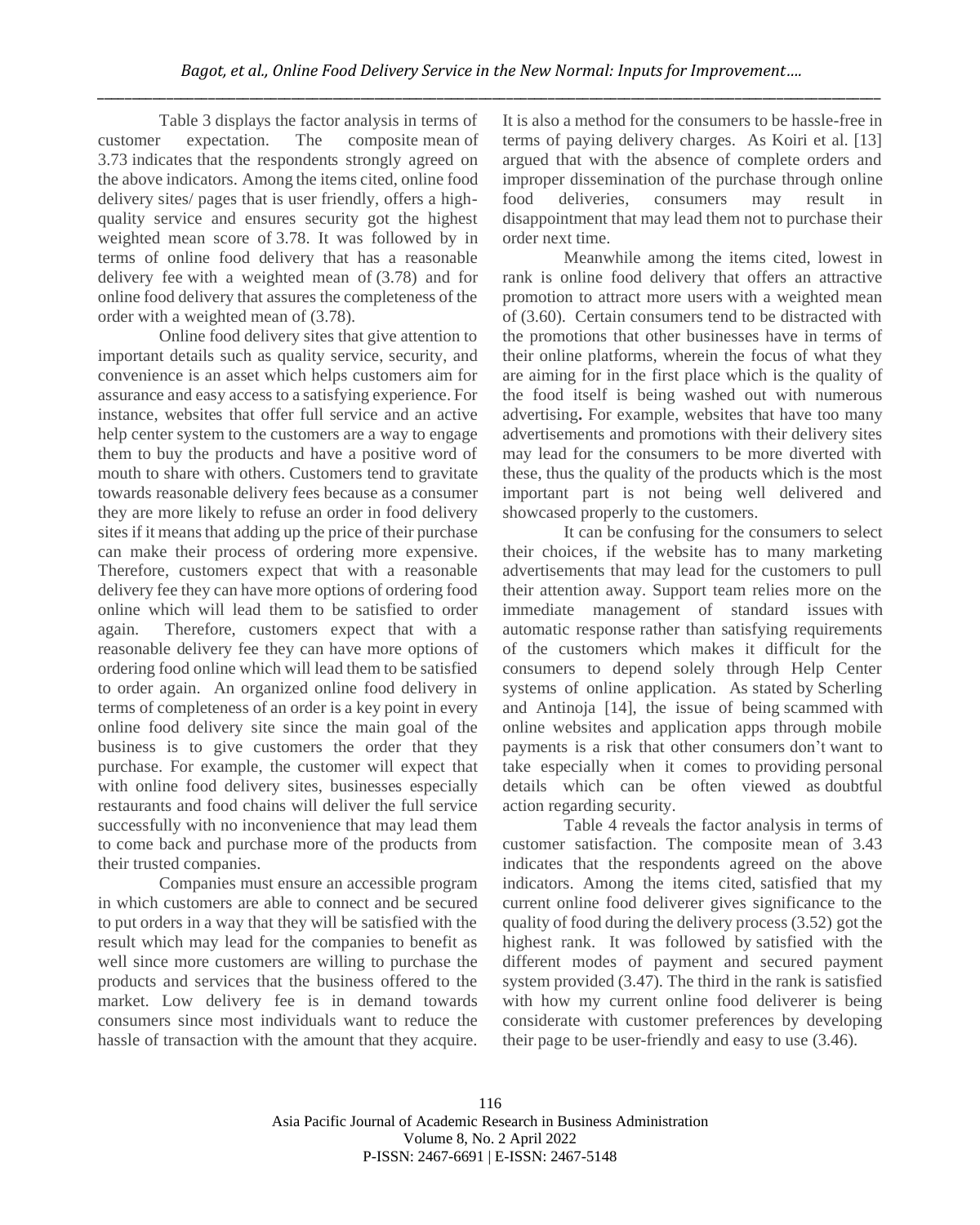Table 3 displays the factor analysis in terms of customer expectation. The composite mean of 3.73 indicates that the respondents strongly agreed on the above indicators. Among the items cited, online food delivery sites/ pages that is user friendly, offers a high-quality service and ensures security got the highest weighted mean score of 3.78. It was followed by in terms of online food delivery that has a reasonable delivery fee with a weighted mean of (3.78) and for online food delivery that assures the completeness of the order with a weighted mean of (3.78).

Online food delivery sites that give attention to important details such as quality service, security, and convenience is an asset which helps customers aim for assurance and easy access to a satisfying experience. For instance, websites that offer full service and an active help center system to the customers are a way to engage them to buy the products and have a positive word of mouth to share with others. Customers tend to gravitate towards reasonable delivery fees because as a consumer they are more likely to refuse an order in food delivery sites if it means that adding up the price of their purchase can make their process of ordering more expensive. Therefore, customers expect that with a reasonable delivery fee they can have more options of ordering food online which will lead them to be satisfied to order again. Therefore, customers expect that with a reasonable delivery fee they can have more options of ordering food online which will lead them to be satisfied to order again. An organized online food delivery in terms of completeness of an order is a key point in every online food delivery site since the main goal of the business is to give customers the order that they purchase. For example, the customer will expect that with online food delivery sites, businesses especially restaurants and food chains will deliver the full service successfully with no inconvenience that may lead them to come back and purchase more of the products from their trusted companies.

Companies must ensure an accessible program in which customers are able to connect and be secured to put orders in a way that they will be satisfied with the result which may lead for the companies to benefit as well since more customers are willing to purchase the products and services that the business offered to the market. Low delivery fee is in demand towards consumers since most individuals want to reduce the hassle of transaction with the amount that they acquire. It is also a method for the consumers to be hassle-free in terms of paying delivery charges. As Koiri et al. [13] argued that with the absence of complete orders and improper dissemination of the purchase through online food deliveries, consumers may result in disappointment that may lead them not to purchase their order next time.

Meanwhile among the items cited, lowest in rank is online food delivery that offers an attractive promotion to attract more users with a weighted mean of (3.60). Certain consumers tend to be distracted with the promotions that other businesses have in terms of their online platforms, wherein the focus of what they are aiming for in the first place which is the quality of the food itself is being washed out with numerous advertising**.** For example, websites that have too many advertisements and promotions with their delivery sites may lead for the consumers to be more diverted with these, thus the quality of the products which is the most important part is not being well delivered and showcased properly to the customers.

It can be confusing for the consumers to select their choices, if the website has to many marketing advertisements that may lead for the customers to pull their attention away. Support team relies more on the immediate management of standard issues with automatic response rather than satisfying requirements of the customers which makes it difficult for the consumers to depend solely through Help Center systems of online application. As stated by Scherling and Antinoja [14], the issue of being scammed with online websites and application apps through mobile payments is a risk that other consumers don't want to take especially when it comes to providing personal details which can be often viewed as doubtful action regarding security.

Table 4 reveals the factor analysis in terms of customer satisfaction. The composite mean of 3.43 indicates that the respondents agreed on the above indicators. Among the items cited, satisfied that my current online food deliverer gives significance to the quality of food during the delivery process (3.52) got the highest rank. It was followed by satisfied with the different modes of payment and secured payment system provided (3.47). The third in the rank is satisfied with how my current online food deliverer is being considerate with customer preferences by developing their page to be user-friendly and easy to use (3.46).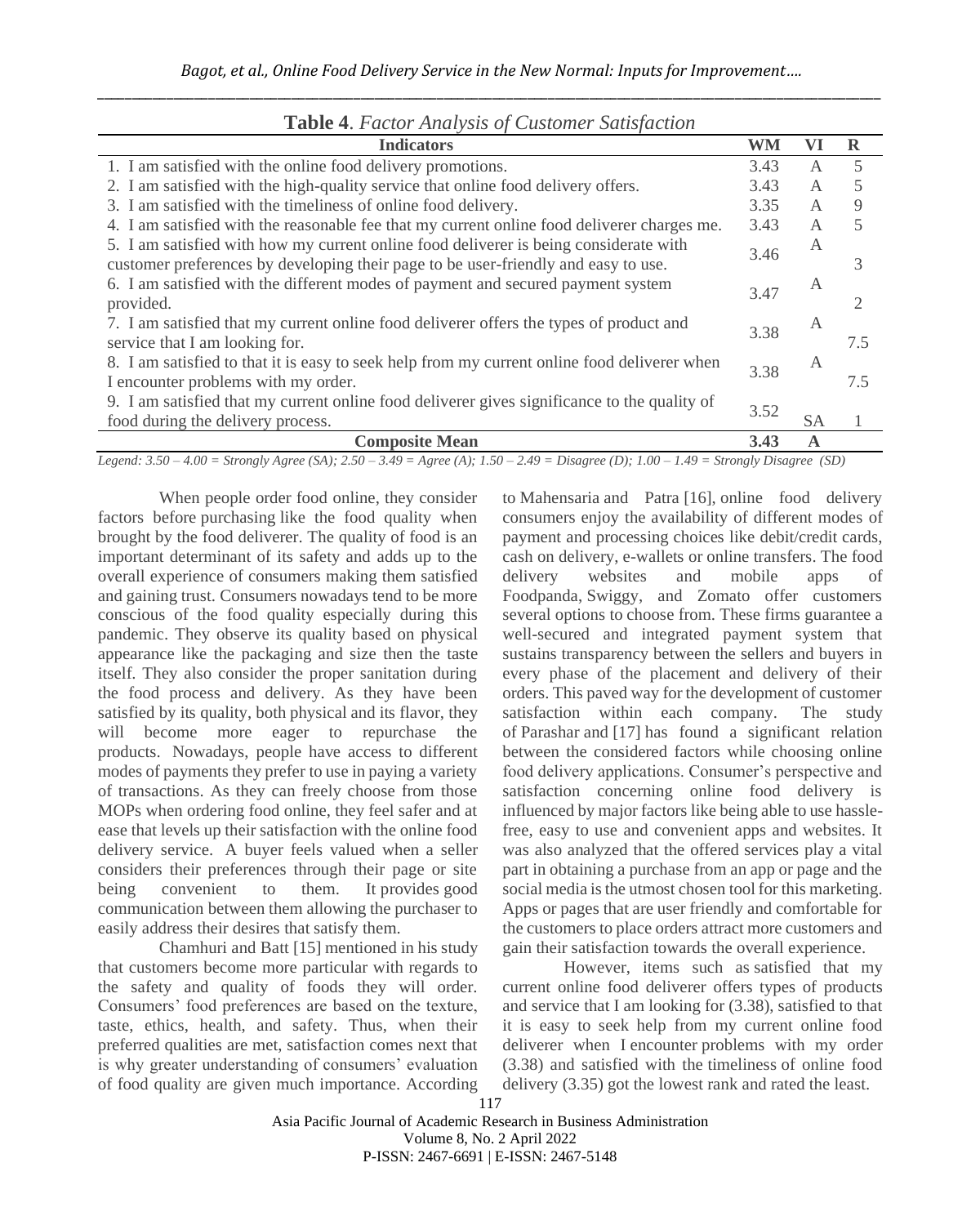**Table 4**. *Factor Analysis of Customer Satisfaction*

| Indicators | WM | VI | R |
|---|---|---|---|
| 1. I am satisfied with the online food delivery promotions. | 3.43 | A | 5 |
| 2. I am satisfied with the high-quality service that online food delivery offers. | 3.43 | A | 5 |
| 3. I am satisfied with the timeliness of online food delivery. | 3.35 | A | 9 |
| 4. I am satisfied with the reasonable fee that my current online food deliverer charges me. | 3.43 | A | 5 |
| 5. I am satisfied with how my current online food deliverer is being considerate with customer preferences by developing their page to be user-friendly and easy to use. | 3.46 | A | 3 |
| 6. I am satisfied with the different modes of payment and secured payment system provided. | 3.47 | A | 2 |
| 7. I am satisfied that my current online food deliverer offers the types of product and service that I am looking for. | 3.38 | A | 7.5 |
| 8. I am satisfied to that it is easy to seek help from my current online food deliverer when I encounter problems with my order. | 3.38 | A | 7.5 |
| 9. I am satisfied that my current online food deliverer gives significance to the quality of food during the delivery process. | 3.52 | SA | 1 |
| **Composite Mean** | **3.43** | **A** | |

*Legend: 3.50 – 4.00 = Strongly Agree (SA); 2.50 – 3.49 = Agree (A); 1.50 – 2.49 = Disagree (D); 1.00 – 1.49 = Strongly Disagree (SD)*

When people order food online, they consider factors before purchasing like the food quality when brought by the food deliverer. The quality of food is an important determinant of its safety and adds up to the overall experience of consumers making them satisfied and gaining trust. Consumers nowadays tend to be more conscious of the food quality especially during this pandemic. They observe its quality based on physical appearance like the packaging and size then the taste itself. They also consider the proper sanitation during the food process and delivery. As they have been satisfied by its quality, both physical and its flavor, they will become more eager to repurchase the products. Nowadays, people have access to different modes of payments they prefer to use in paying a variety of transactions. As they can freely choose from those MOPs when ordering food online, they feel safer and at ease that levels up their satisfaction with the online food delivery service. A buyer feels valued when a seller considers their preferences through their page or site being convenient to them. It provides good communication between them allowing the purchaser to easily address their desires that satisfy them.

Chamhuri and Batt [15] mentioned in his study that customers become more particular with regards to the safety and quality of foods they will order. Consumers' food preferences are based on the texture, taste, ethics, health, and safety. Thus, when their preferred qualities are met, satisfaction comes next that is why greater understanding of consumers' evaluation of food quality are given much importance. According to Mahensaria and Patra [16], online food delivery consumers enjoy the availability of different modes of payment and processing choices like debit/credit cards, cash on delivery, e-wallets or online transfers. The food delivery websites and mobile apps of Foodpanda, Swiggy, and Zomato offer customers several options to choose from. These firms guarantee a well-secured and integrated payment system that sustains transparency between the sellers and buyers in every phase of the placement and delivery of their orders. This paved way for the development of customer satisfaction within each company. The study of Parashar and [17] has found a significant relation between the considered factors while choosing online food delivery applications. Consumer's perspective and satisfaction concerning online food delivery is influenced by major factors like being able to use hassle-free, easy to use and convenient apps and websites. It was also analyzed that the offered services play a vital part in obtaining a purchase from an app or page and the social media is the utmost chosen tool for this marketing. Apps or pages that are user friendly and comfortable for the customers to place orders attract more customers and gain their satisfaction towards the overall experience.

However, items such as satisfied that my current online food deliverer offers types of products and service that I am looking for (3.38), satisfied to that it is easy to seek help from my current online food deliverer when I encounter problems with my order (3.38) and satisfied with the timeliness of online food delivery (3.35) got the lowest rank and rated the least.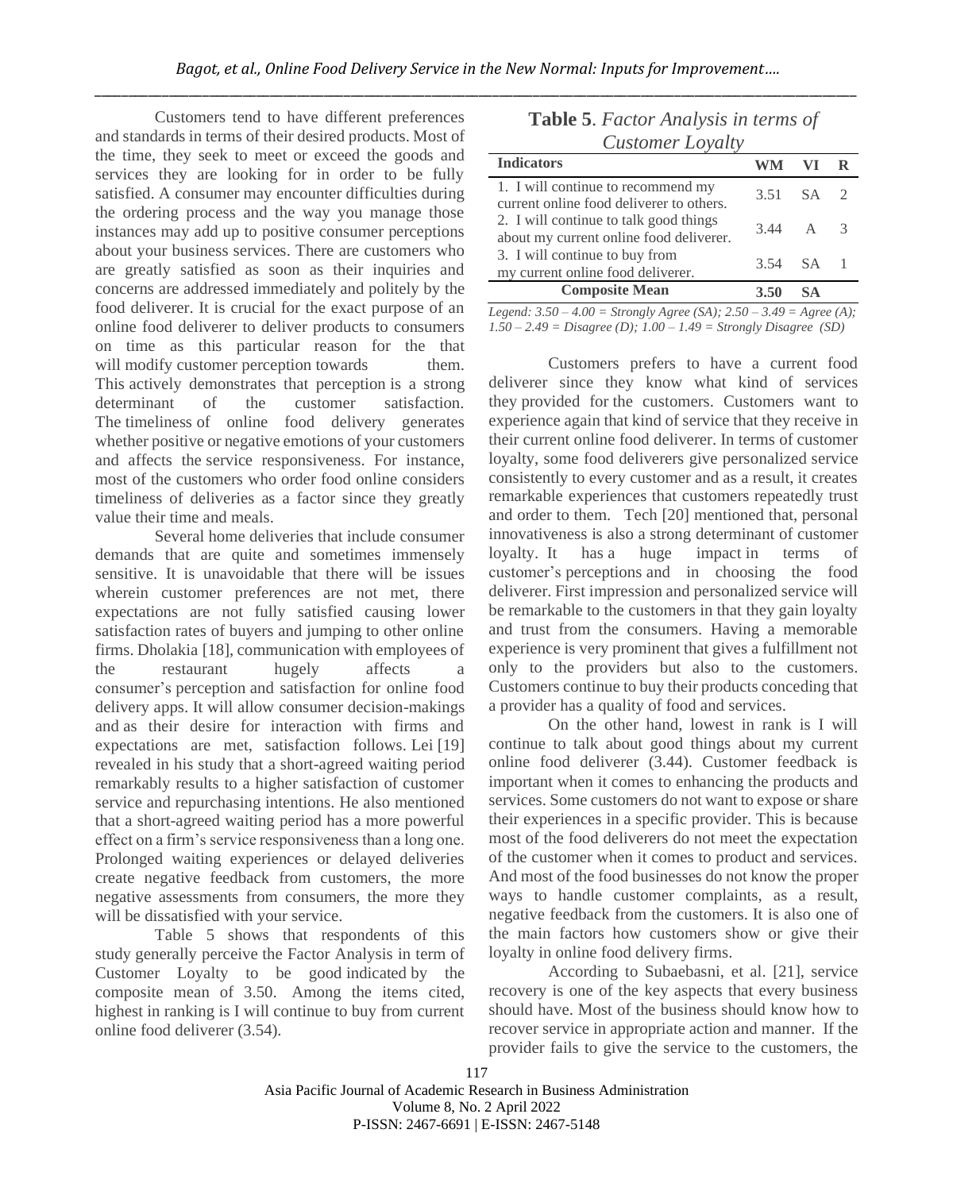Customers tend to have different preferences and standards in terms of their desired products. Most of the time, they seek to meet or exceed the goods and services they are looking for in order to be fully satisfied. A consumer may encounter difficulties during the ordering process and the way you manage those instances may add up to positive consumer perceptions about your business services. There are customers who are greatly satisfied as soon as their inquiries and concerns are addressed immediately and politely by the food deliverer. It is crucial for the exact purpose of an online food deliverer to deliver products to consumers on time as this particular reason for the that will modify customer perception towards them. This actively demonstrates that perception is a strong determinant of the customer satisfaction. The timeliness of online food delivery generates whether positive or negative emotions of your customers and affects the service responsiveness. For instance, most of the customers who order food online considers timeliness of deliveries as a factor since they greatly value their time and meals.

Several home deliveries that include consumer demands that are quite and sometimes immensely sensitive. It is unavoidable that there will be issues wherein customer preferences are not met, there expectations are not fully satisfied causing lower satisfaction rates of buyers and jumping to other online firms. Dholakia [18], communication with employees of the restaurant hugely affects a consumer's perception and satisfaction for online food delivery apps. It will allow consumer decision-makings and as their desire for interaction with firms and expectations are met, satisfaction follows. Lei [19] revealed in his study that a short-agreed waiting period remarkably results to a higher satisfaction of customer service and repurchasing intentions. He also mentioned that a short-agreed waiting period has a more powerful effect on a firm's service responsiveness than a long one. Prolonged waiting experiences or delayed deliveries create negative feedback from customers, the more negative assessments from consumers, the more they will be dissatisfied with your service.

Table 5 shows that respondents of this study generally perceive the Factor Analysis in term of Customer Loyalty to be good indicated by the composite mean of 3.50. Among the items cited, highest in ranking is I will continue to buy from current online food deliverer (3.54).

**Table 5**. *Factor Analysis in terms of Customer Loyalty*

| Indicators | WM | VI | R |
|---|---|---|---|
| 1. I will continue to recommend my current online food deliverer to others. | 3.51 | SA | 2 |
| 2. I will continue to talk good things about my current online food deliverer. | 3.44 | A | 3 |
| 3. I will continue to buy from my current online food deliverer. | 3.54 | SA | 1 |
| **Composite Mean** | **3.50** | **SA** | |

*Legend: 3.50 – 4.00 = Strongly Agree (SA); 2.50 – 3.49 = Agree (A); 1.50 – 2.49 = Disagree (D); 1.00 – 1.49 = Strongly Disagree (SD)*

Customers prefers to have a current food deliverer since they know what kind of services they provided for the customers. Customers want to experience again that kind of service that they receive in their current online food deliverer. In terms of customer loyalty, some food deliverers give personalized service consistently to every customer and as a result, it creates remarkable experiences that customers repeatedly trust and order to them. Tech [20] mentioned that, personal innovativeness is also a strong determinant of customer loyalty. It has a huge impact in terms of customer's perceptions and in choosing the food deliverer. First impression and personalized service will be remarkable to the customers in that they gain loyalty and trust from the consumers. Having a memorable experience is very prominent that gives a fulfillment not only to the providers but also to the customers. Customers continue to buy their products conceding that a provider has a quality of food and services.

On the other hand, lowest in rank is I will continue to talk about good things about my current online food deliverer (3.44). Customer feedback is important when it comes to enhancing the products and services. Some customers do not want to expose or share their experiences in a specific provider. This is because most of the food deliverers do not meet the expectation of the customer when it comes to product and services. And most of the food businesses do not know the proper ways to handle customer complaints, as a result, negative feedback from the customers. It is also one of the main factors how customers show or give their loyalty in online food delivery firms.

According to Subaebasni, et al. [21], service recovery is one of the key aspects that every business should have. Most of the business should know how to recover service in appropriate action and manner. If the provider fails to give the service to the customers, the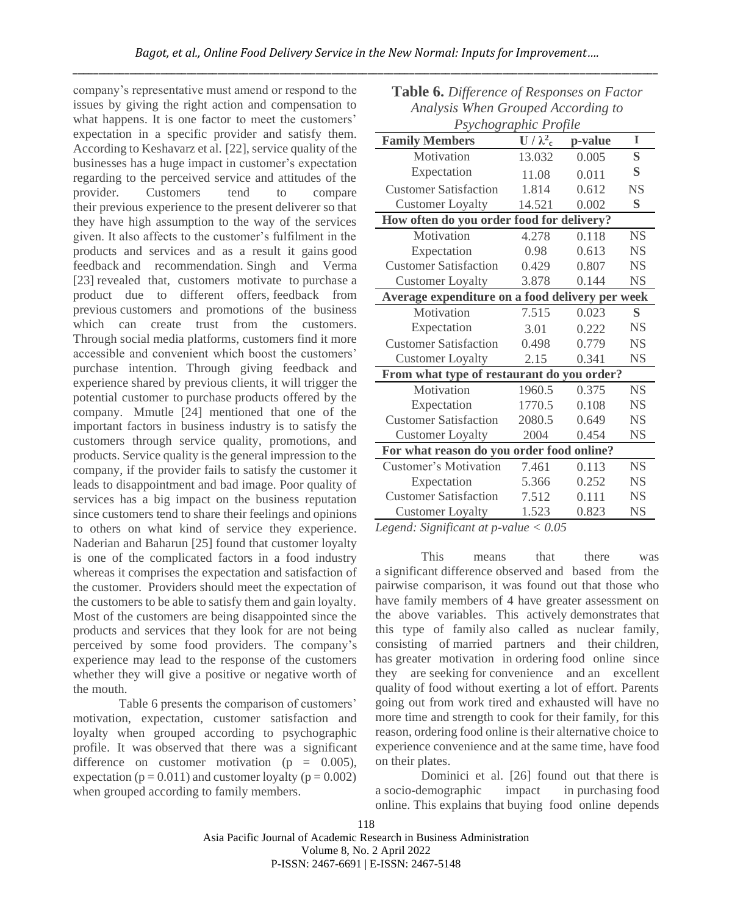company's representative must amend or respond to the issues by giving the right action and compensation to what happens. It is one factor to meet the customers' expectation in a specific provider and satisfy them. According to Keshavarz et al. [22], service quality of the businesses has a huge impact in customer's expectation regarding to the perceived service and attitudes of the provider. Customers tend to compare their previous experience to the present deliverer so that they have high assumption to the way of the services given. It also affects to the customer's fulfilment in the products and services and as a result it gains good feedback and recommendation. Singh and Verma [23] revealed that, customers motivate to purchase a product due to different offers, feedback from previous customers and promotions of the business which can create trust from the customers. Through social media platforms, customers find it more accessible and convenient which boost the customers' purchase intention. Through giving feedback and experience shared by previous clients, it will trigger the potential customer to purchase products offered by the company. Mmutle [24] mentioned that one of the important factors in business industry is to satisfy the customers through service quality, promotions, and products. Service quality is the general impression to the company, if the provider fails to satisfy the customer it leads to disappointment and bad image. Poor quality of services has a big impact on the business reputation since customers tend to share their feelings and opinions to others on what kind of service they experience. Naderian and Baharun [25] found that customer loyalty is one of the complicated factors in a food industry whereas it comprises the expectation and satisfaction of the customer. Providers should meet the expectation of the customers to be able to satisfy them and gain loyalty. Most of the customers are being disappointed since the products and services that they look for are not being perceived by some food providers. The company's experience may lead to the response of the customers whether they will give a positive or negative worth of the mouth.

Table 6 presents the comparison of customers' motivation, expectation, customer satisfaction and loyalty when grouped according to psychographic profile. It was observed that there was a significant difference on customer motivation ($p = 0.005$), expectation ($p = 0.011$) and customer loyalty ($p = 0.002$) when grouped according to family members.

**Table 6.** *Difference of Responses on Factor Analysis When Grouped According to Psychographic Profile*

| Family Members | $U / \lambda^2_c$ | p-value | I |
|---|---|---|---|
| Motivation | 13.032 | 0.005 | S |
| Expectation | 11.08 | 0.011 | S |
| Customer Satisfaction | 1.814 | 0.612 | NS |
| Customer Loyalty | 14.521 | 0.002 | S |
| **How often do you order food for delivery?** | | | |
| Motivation | 4.278 | 0.118 | NS |
| Expectation | 0.98 | 0.613 | NS |
| Customer Satisfaction | 0.429 | 0.807 | NS |
| Customer Loyalty | 3.878 | 0.144 | NS |
| **Average expenditure on a food delivery per week** | | | |
| Motivation | 7.515 | 0.023 | S |
| Expectation | 3.01 | 0.222 | NS |
| Customer Satisfaction | 0.498 | 0.779 | NS |
| Customer Loyalty | 2.15 | 0.341 | NS |
| **From what type of restaurant do you order?** | | | |
| Motivation | 1960.5 | 0.375 | NS |
| Expectation | 1770.5 | 0.108 | NS |
| Customer Satisfaction | 2080.5 | 0.649 | NS |
| Customer Loyalty | 2004 | 0.454 | NS |
| **For what reason do you order food online?** | | | |
| Customer's Motivation | 7.461 | 0.113 | NS |
| Expectation | 5.366 | 0.252 | NS |
| Customer Satisfaction | 7.512 | 0.111 | NS |
| Customer Loyalty | 1.523 | 0.823 | NS |

*Legend: Significant at p-value < 0.05*

This means that there was a significant difference observed and based from the pairwise comparison, it was found out that those who have family members of 4 have greater assessment on the above variables. This actively demonstrates that this type of family also called as nuclear family, consisting of married partners and their children, has greater motivation in ordering food online since they are seeking for convenience and an excellent quality of food without exerting a lot of effort. Parents going out from work tired and exhausted will have no more time and strength to cook for their family, for this reason, ordering food online is their alternative choice to experience convenience and at the same time, have food on their plates.

Dominici et al. [26] found out that there is a socio-demographic impact in purchasing food online. This explains that buying food online depends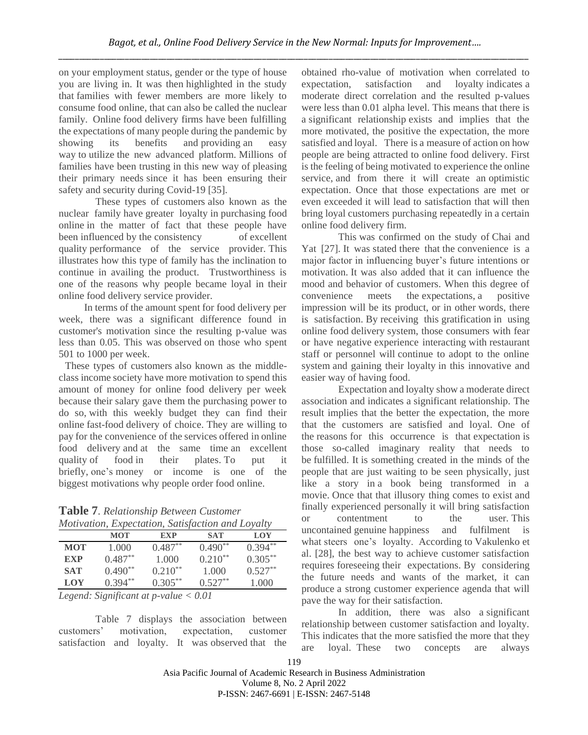on your employment status, gender or the type of house you are living in. It was then highlighted in the study that families with fewer members are more likely to consume food online, that can also be called the nuclear family. Online food delivery firms have been fulfilling the expectations of many people during the pandemic by showing its benefits and providing an easy way to utilize the new advanced platform. Millions of families have been trusting in this new way of pleasing their primary needs since it has been ensuring their safety and security during Covid-19 [35].

These types of customers also known as the nuclear family have greater loyalty in purchasing food online in the matter of fact that these people have been influenced by the consistency of excellent quality performance of the service provider. This illustrates how this type of family has the inclination to continue in availing the product. Trustworthiness is one of the reasons why people became loyal in their online food delivery service provider.

In terms of the amount spent for food delivery per week, there was a significant difference found in customer's motivation since the resulting p-value was less than 0.05. This was observed on those who spent 501 to 1000 per week.

These types of customers also known as the middle-class income society have more motivation to spend this amount of money for online food delivery per week because their salary gave them the purchasing power to do so, with this weekly budget they can find their online fast-food delivery of choice. They are willing to pay for the convenience of the services offered in online food delivery and at the same time an excellent quality of food in their plates. To put it briefly, one's money or income is one of the biggest motivations why people order food online.

**Table 7**. *Relationship Between Customer Motivation, Expectation, Satisfaction and Loyalty*

| | MOT | EXP | SAT | LOY |
|---|---|---|---|---|
| **MOT** | 1.000 | 0.487** | 0.490** | 0.394** |
| **EXP** | 0.487** | 1.000 | 0.210** | 0.305** |
| **SAT** | 0.490** | 0.210** | 1.000 | 0.527** |
| **LOY** | 0.394** | 0.305** | 0.527** | 1.000 |

*Legend: Significant at p-value < 0.01*

Table 7 displays the association between customers' motivation, expectation, customer satisfaction and loyalty. It was observed that the obtained rho-value of motivation when correlated to expectation, satisfaction and loyalty indicates a moderate direct correlation and the resulted p-values were less than 0.01 alpha level. This means that there is a significant relationship exists and implies that the more motivated, the positive the expectation, the more satisfied and loyal. There is a measure of action on how people are being attracted to online food delivery. First is the feeling of being motivated to experience the online service, and from there it will create an optimistic expectation. Once that those expectations are met or even exceeded it will lead to satisfaction that will then bring loyal customers purchasing repeatedly in a certain online food delivery firm.

This was confirmed on the study of Chai and Yat [27]. It was stated there that the convenience is a major factor in influencing buyer's future intentions or motivation. It was also added that it can influence the mood and behavior of customers. When this degree of convenience meets the expectations, a positive impression will be its product, or in other words, there is satisfaction. By receiving this gratification in using online food delivery system, those consumers with fear or have negative experience interacting with restaurant staff or personnel will continue to adopt to the online system and gaining their loyalty in this innovative and easier way of having food.

Expectation and loyalty show a moderate direct association and indicates a significant relationship. The result implies that the better the expectation, the more that the customers are satisfied and loyal. One of the reasons for this occurrence is that expectation is those so-called imaginary reality that needs to be fulfilled. It is something created in the minds of the people that are just waiting to be seen physically, just like a story in a book being transformed in a movie. Once that that illusory thing comes to exist and finally experienced personally it will bring satisfaction or contentment to the user. This uncontained genuine happiness and fulfilment is what steers one's loyalty. According to Vakulenko et al. [28], the best way to achieve customer satisfaction requires foreseeing their expectations. By considering the future needs and wants of the market, it can produce a strong customer experience agenda that will pave the way for their satisfaction.

In addition, there was also a significant relationship between customer satisfaction and loyalty. This indicates that the more satisfied the more that they are loyal. These two concepts are always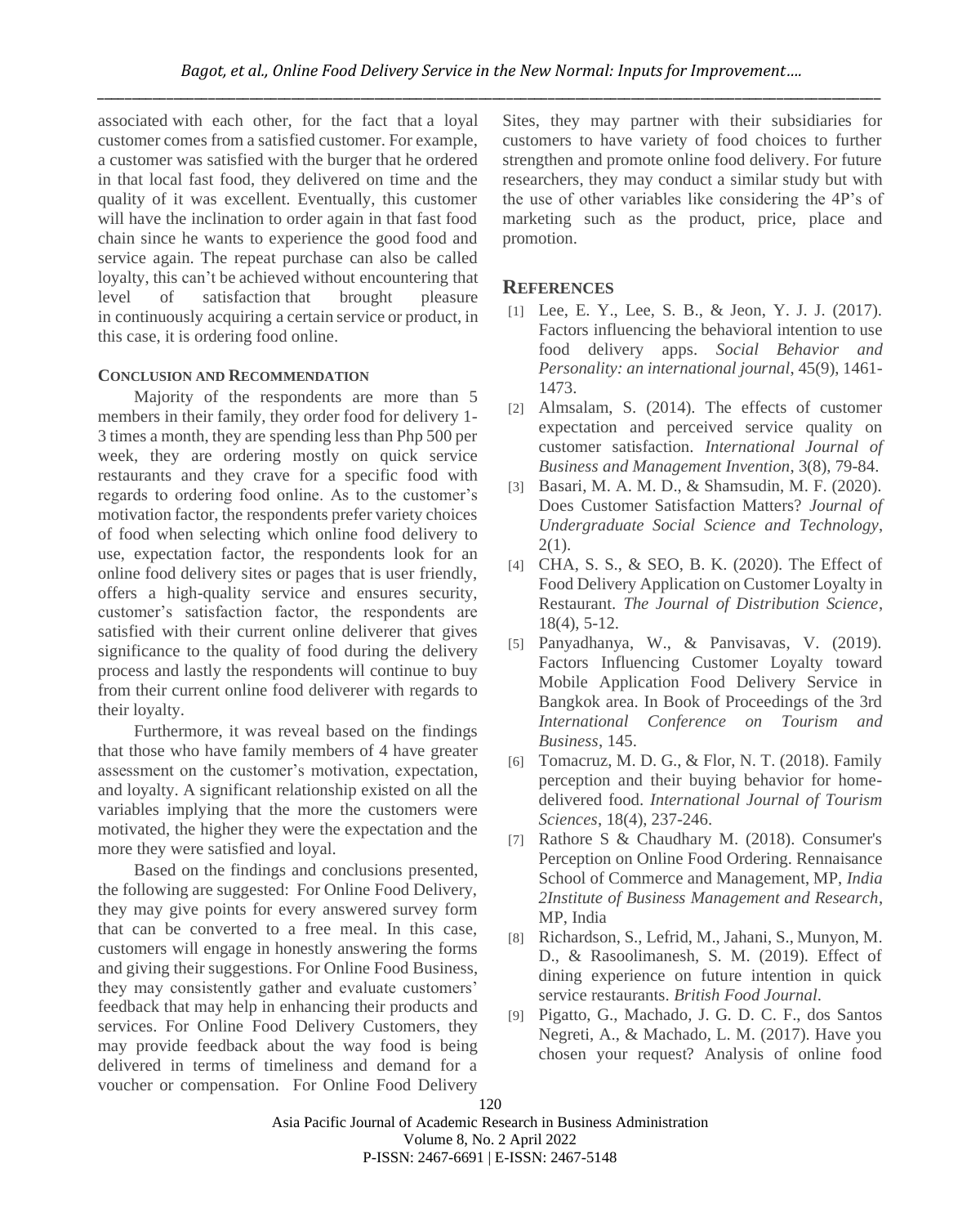associated with each other, for the fact that a loyal customer comes from a satisfied customer. For example, a customer was satisfied with the burger that he ordered in that local fast food, they delivered on time and the quality of it was excellent. Eventually, this customer will have the inclination to order again in that fast food chain since he wants to experience the good food and service again. The repeat purchase can also be called loyalty, this can't be achieved without encountering that level of satisfaction that brought pleasure in continuously acquiring a certain service or product, in this case, it is ordering food online.

#### CONCLUSION AND RECOMMENDATION

Majority of the respondents are more than 5 members in their family, they order food for delivery 1-3 times a month, they are spending less than Php 500 per week, they are ordering mostly on quick service restaurants and they crave for a specific food with regards to ordering food online. As to the customer's motivation factor, the respondents prefer variety choices of food when selecting which online food delivery to use, expectation factor, the respondents look for an online food delivery sites or pages that is user friendly, offers a high-quality service and ensures security, customer's satisfaction factor, the respondents are satisfied with their current online deliverer that gives significance to the quality of food during the delivery process and lastly the respondents will continue to buy from their current online food deliverer with regards to their loyalty.

Furthermore, it was reveal based on the findings that those who have family members of 4 have greater assessment on the customer's motivation, expectation, and loyalty. A significant relationship existed on all the variables implying that the more the customers were motivated, the higher they were the expectation and the more they were satisfied and loyal.

Based on the findings and conclusions presented, the following are suggested: For Online Food Delivery, they may give points for every answered survey form that can be converted to a free meal. In this case, customers will engage in honestly answering the forms and giving their suggestions. For Online Food Business, they may consistently gather and evaluate customers' feedback that may help in enhancing their products and services. For Online Food Delivery Customers, they may provide feedback about the way food is being delivered in terms of timeliness and demand for a voucher or compensation. For Online Food Delivery Sites, they may partner with their subsidiaries for customers to have variety of food choices to further strengthen and promote online food delivery. For future researchers, they may conduct a similar study but with the use of other variables like considering the 4P's of marketing such as the product, price, place and promotion.

## REFERENCES

[1] Lee, E. Y., Lee, S. B., & Jeon, Y. J. J. (2017). Factors influencing the behavioral intention to use food delivery apps. *Social Behavior and Personality: an international journal*, 45(9), 1461-1473.

[2] Almsalam, S. (2014). The effects of customer expectation and perceived service quality on customer satisfaction. *International Journal of Business and Management Invention*, 3(8), 79-84.

[3] Basari, M. A. M. D., & Shamsudin, M. F. (2020). Does Customer Satisfaction Matters? *Journal of Undergraduate Social Science and Technology*, 2(1).

[4] CHA, S. S., & SEO, B. K. (2020). The Effect of Food Delivery Application on Customer Loyalty in Restaurant. *The Journal of Distribution Science*, 18(4), 5-12.

[5] Panyadhanya, W., & Panvisavas, V. (2019). Factors Influencing Customer Loyalty toward Mobile Application Food Delivery Service in Bangkok area. In Book of Proceedings of the 3rd *International Conference on Tourism and Business*, 145.

[6] Tomacruz, M. D. G., & Flor, N. T. (2018). Family perception and their buying behavior for home-delivered food. *International Journal of Tourism Sciences*, 18(4), 237-246.

[7] Rathore S & Chaudhary M. (2018). Consumer's Perception on Online Food Ordering. Rennaisance School of Commerce and Management, MP, *India 2Institute of Business Management and Research*, MP, India

[8] Richardson, S., Lefrid, M., Jahani, S., Munyon, M. D., & Rasoolimanesh, S. M. (2019). Effect of dining experience on future intention in quick service restaurants. *British Food Journal*.

[9] Pigatto, G., Machado, J. G. D. C. F., dos Santos Negreti, A., & Machado, L. M. (2017). Have you chosen your request? Analysis of online food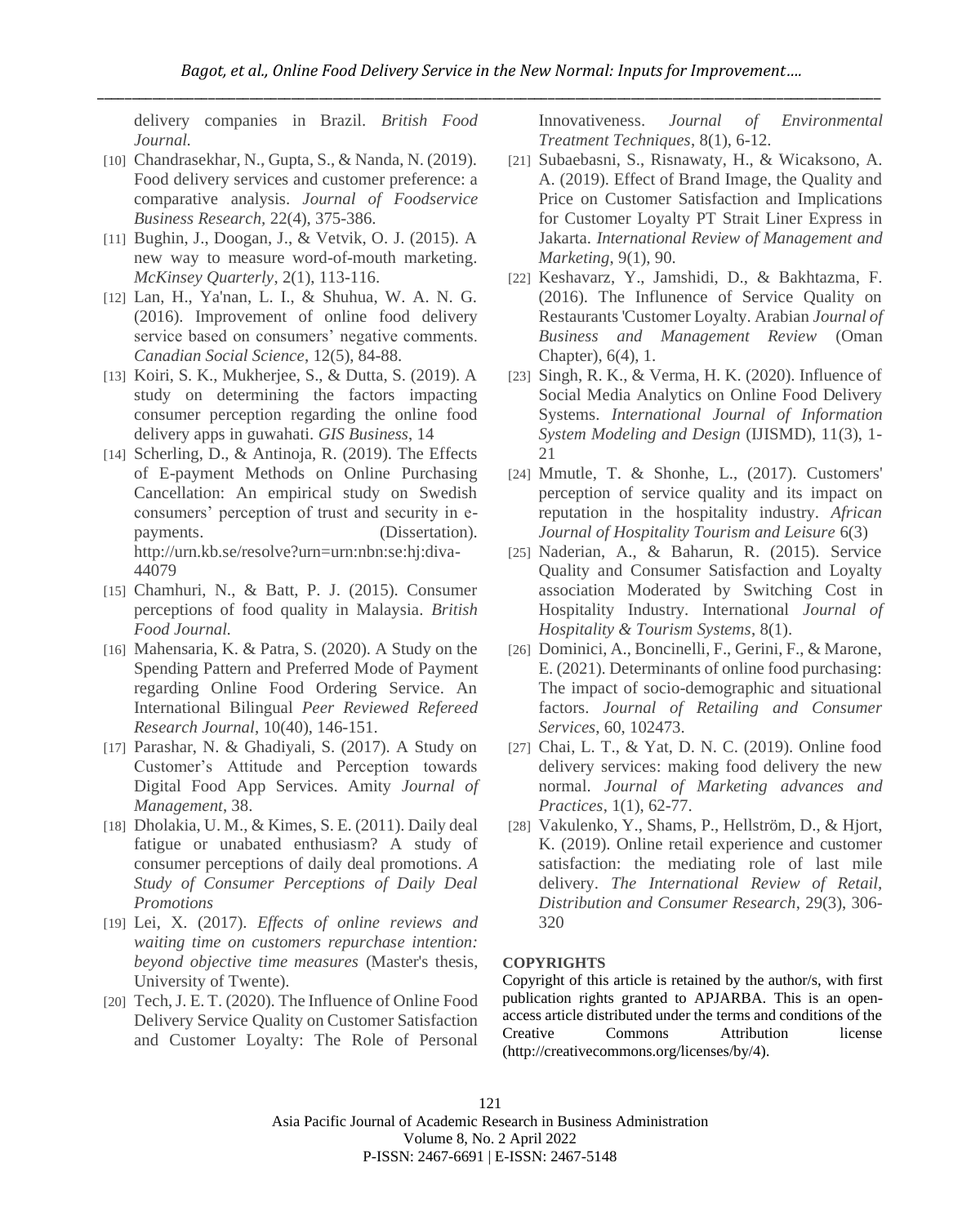delivery companies in Brazil. *British Food Journal.*

- [10] Chandrasekhar, N., Gupta, S., & Nanda, N. (2019). Food delivery services and customer preference: a comparative analysis. *Journal of Foodservice Business Research*, 22(4), 375-386.
- [11] Bughin, J., Doogan, J., & Vetvik, O. J. (2015). A new way to measure word-of-mouth marketing. *McKinsey Quarterly*, 2(1), 113-116.
- [12] Lan, H., Ya'nan, L. I., & Shuhua, W. A. N. G. (2016). Improvement of online food delivery service based on consumers' negative comments. *Canadian Social Science*, 12(5), 84-88.
- [13] Koiri, S. K., Mukherjee, S., & Dutta, S. (2019). A study on determining the factors impacting consumer perception regarding the online food delivery apps in guwahati. *GIS Business*, 14
- [14] Scherling, D., & Antinoja, R. (2019). The Effects of E-payment Methods on Online Purchasing Cancellation: An empirical study on Swedish consumers' perception of trust and security in e-payments. (Dissertation). http://urn.kb.se/resolve?urn=urn:nbn:se:hj:diva-44079
- [15] Chamhuri, N., & Batt, P. J. (2015). Consumer perceptions of food quality in Malaysia. *British Food Journal.*
- [16] Mahensaria, K. & Patra, S. (2020). A Study on the Spending Pattern and Preferred Mode of Payment regarding Online Food Ordering Service. An International Bilingual *Peer Reviewed Refereed Research Journal*, 10(40), 146-151.
- [17] Parashar, N. & Ghadiyali, S. (2017). A Study on Customer's Attitude and Perception towards Digital Food App Services. Amity *Journal of Management*, 38.
- [18] Dholakia, U. M., & Kimes, S. E. (2011). Daily deal fatigue or unabated enthusiasm? A study of consumer perceptions of daily deal promotions. *A Study of Consumer Perceptions of Daily Deal Promotions*
- [19] Lei, X. (2017). *Effects of online reviews and waiting time on customers repurchase intention: beyond objective time measures* (Master's thesis, University of Twente).
- [20] Tech, J. E. T. (2020). The Influence of Online Food Delivery Service Quality on Customer Satisfaction and Customer Loyalty: The Role of Personal Innovativeness. *Journal of Environmental Treatment Techniques*, 8(1), 6-12.
- [21] Subaebasni, S., Risnawaty, H., & Wicaksono, A. A. (2019). Effect of Brand Image, the Quality and Price on Customer Satisfaction and Implications for Customer Loyalty PT Strait Liner Express in Jakarta. *International Review of Management and Marketing*, 9(1), 90.
- [22] Keshavarz, Y., Jamshidi, D., & Bakhtazma, F. (2016). The Influnence of Service Quality on Restaurants 'Customer Loyalty. Arabian *Journal of Business and Management Review* (Oman Chapter), 6(4), 1.
- [23] Singh, R. K., & Verma, H. K. (2020). Influence of Social Media Analytics on Online Food Delivery Systems. *International Journal of Information System Modeling and Design* (IJISMD), 11(3), 1-21
- [24] Mmutle, T. & Shonhe, L., (2017). Customers' perception of service quality and its impact on reputation in the hospitality industry. *African Journal of Hospitality Tourism and Leisure* 6(3)
- [25] Naderian, A., & Baharun, R. (2015). Service Quality and Consumer Satisfaction and Loyalty association Moderated by Switching Cost in Hospitality Industry. International *Journal of Hospitality & Tourism Systems*, 8(1).
- [26] Dominici, A., Boncinelli, F., Gerini, F., & Marone, E. (2021). Determinants of online food purchasing: The impact of socio-demographic and situational factors. *Journal of Retailing and Consumer Services*, 60, 102473.
- [27] Chai, L. T., & Yat, D. N. C. (2019). Online food delivery services: making food delivery the new normal. *Journal of Marketing advances and Practices*, 1(1), 62-77.
- [28] Vakulenko, Y., Shams, P., Hellström, D., & Hjort, K. (2019). Online retail experience and customer satisfaction: the mediating role of last mile delivery. *The International Review of Retail, Distribution and Consumer Research*, 29(3), 306-320

**COPYRIGHTS**

Copyright of this article is retained by the author/s, with first publication rights granted to APJARBA. This is an open-access article distributed under the terms and conditions of the Creative Commons Attribution license (http://creativecommons.org/licenses/by/4).